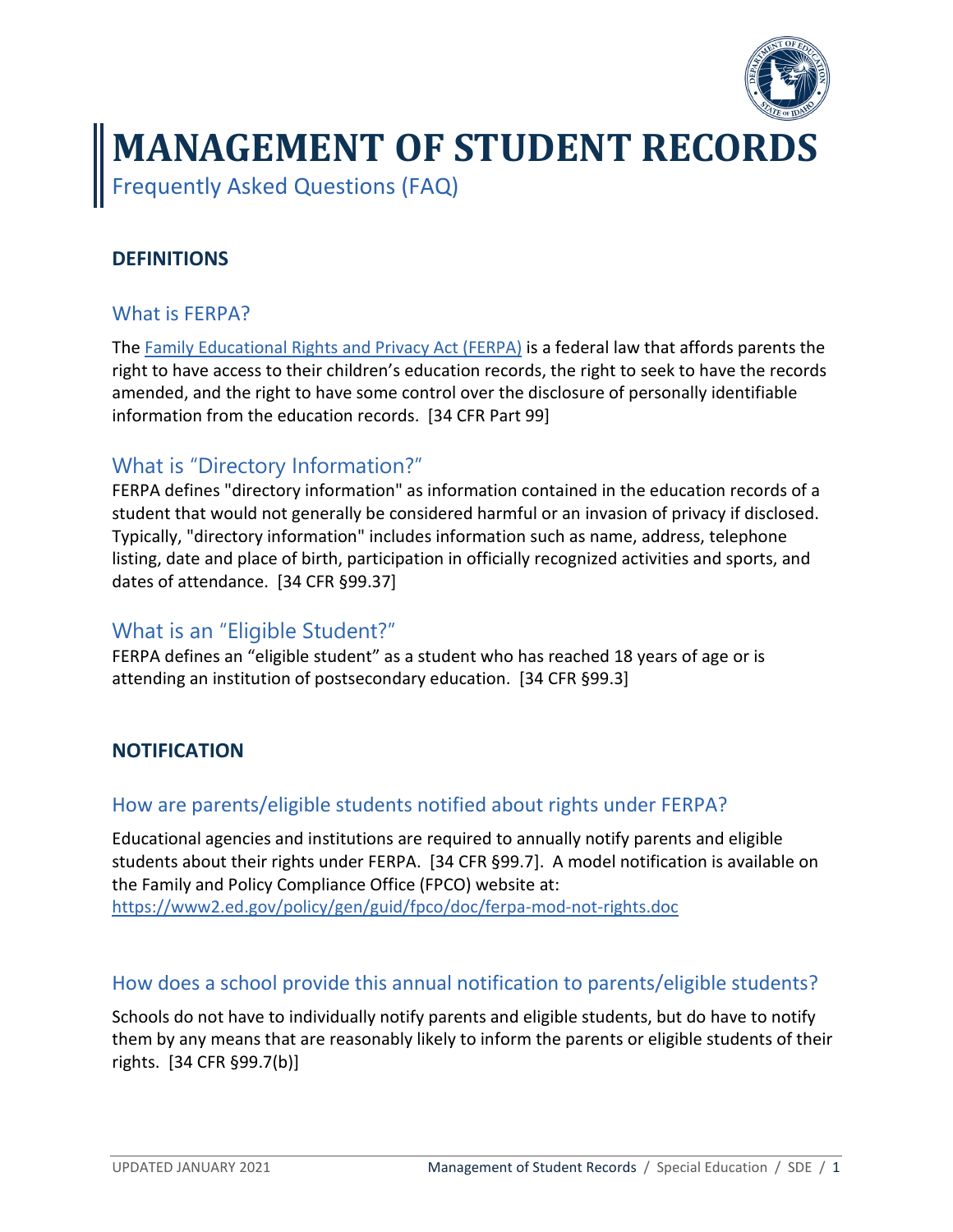# MANAGEMENT OF STUDENT RECORDS

Frequently Asked Questions (FAQ)

## DEFINITIONS

### What is FERPA?

The [Family Educational Rights and Privacy Act (FERPA)]() is a federal law that affords parents the right to have access to their children's education records, the right to seek to have the records amended, and the right to have some control over the disclosure of personally identifiable information from the education records. [34 CFR Part 99]

### What is "Directory Information?"

FERPA defines "directory information" as information contained in the education records of a student that would not generally be considered harmful or an invasion of privacy if disclosed. Typically, "directory information" includes information such as name, address, telephone listing, date and place of birth, participation in officially recognized activities and sports, and dates of attendance. [34 CFR §99.37]

### What is an "Eligible Student?"

FERPA defines an "eligible student" as a student who has reached 18 years of age or is attending an institution of postsecondary education. [34 CFR §99.3]

## NOTIFICATION

### How are parents/eligible students notified about rights under FERPA?

Educational agencies and institutions are required to annually notify parents and eligible students about their rights under FERPA. [34 CFR §99.7]. A model notification is available on the Family and Policy Compliance Office (FPCO) website at: https://www2.ed.gov/policy/gen/guid/fpco/doc/ferpa-mod-not-rights.doc

### How does a school provide this annual notification to parents/eligible students?

Schools do not have to individually notify parents and eligible students, but do have to notify them by any means that are reasonably likely to inform the parents or eligible students of their rights. [34 CFR §99.7(b)]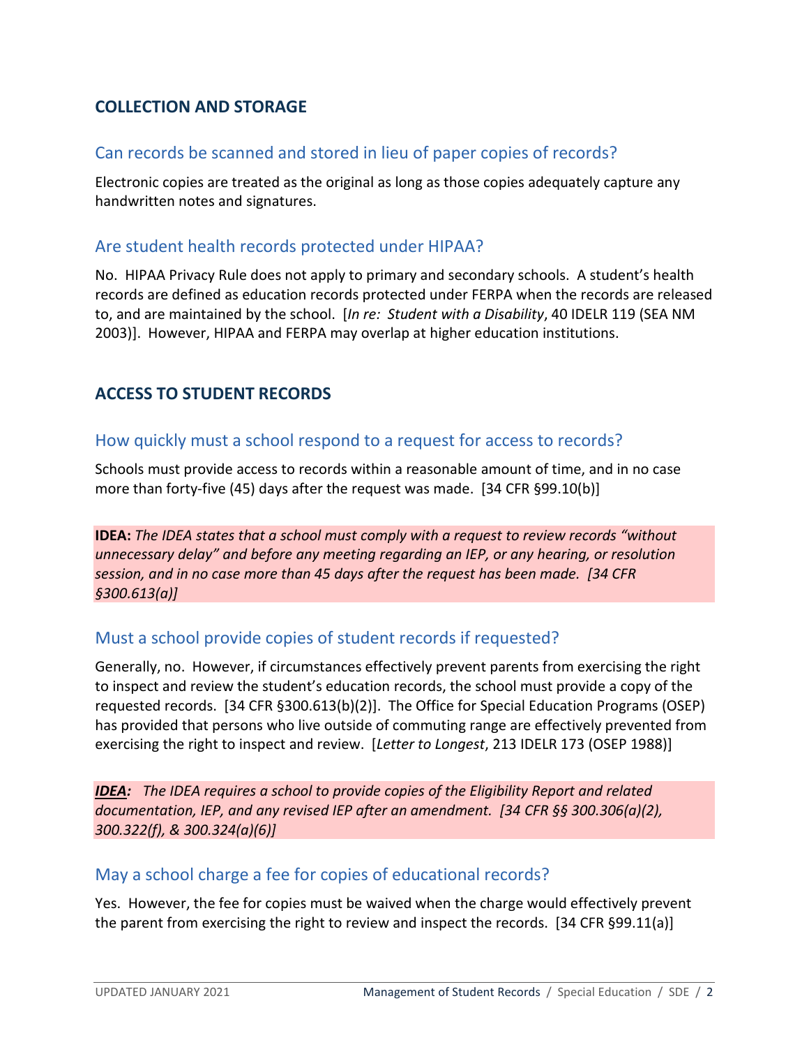## COLLECTION AND STORAGE

### Can records be scanned and stored in lieu of paper copies of records?

Electronic copies are treated as the original as long as those copies adequately capture any handwritten notes and signatures.

### Are student health records protected under HIPAA?

No. HIPAA Privacy Rule does not apply to primary and secondary schools. A student's health records are defined as education records protected under FERPA when the records are released to, and are maintained by the school. [*In re: Student with a Disability*, 40 IDELR 119 (SEA NM 2003)]. However, HIPAA and FERPA may overlap at higher education institutions.

## ACCESS TO STUDENT RECORDS

### How quickly must a school respond to a request for access to records?

Schools must provide access to records within a reasonable amount of time, and in no case more than forty-five (45) days after the request was made. [34 CFR §99.10(b)]

**IDEA:** *The IDEA states that a school must comply with a request to review records "without unnecessary delay" and before any meeting regarding an IEP, or any hearing, or resolution session, and in no case more than 45 days after the request has been made. [34 CFR §300.613(a)]*

### Must a school provide copies of student records if requested?

Generally, no. However, if circumstances effectively prevent parents from exercising the right to inspect and review the student's education records, the school must provide a copy of the requested records. [34 CFR §300.613(b)(2)]. The Office for Special Education Programs (OSEP) has provided that persons who live outside of commuting range are effectively prevented from exercising the right to inspect and review. [*Letter to Longest*, 213 IDELR 173 (OSEP 1988)]

***IDEA:*** *The IDEA requires a school to provide copies of the Eligibility Report and related documentation, IEP, and any revised IEP after an amendment. [34 CFR §§ 300.306(a)(2), 300.322(f), & 300.324(a)(6)]*

### May a school charge a fee for copies of educational records?

Yes. However, the fee for copies must be waived when the charge would effectively prevent the parent from exercising the right to review and inspect the records. [34 CFR §99.11(a)]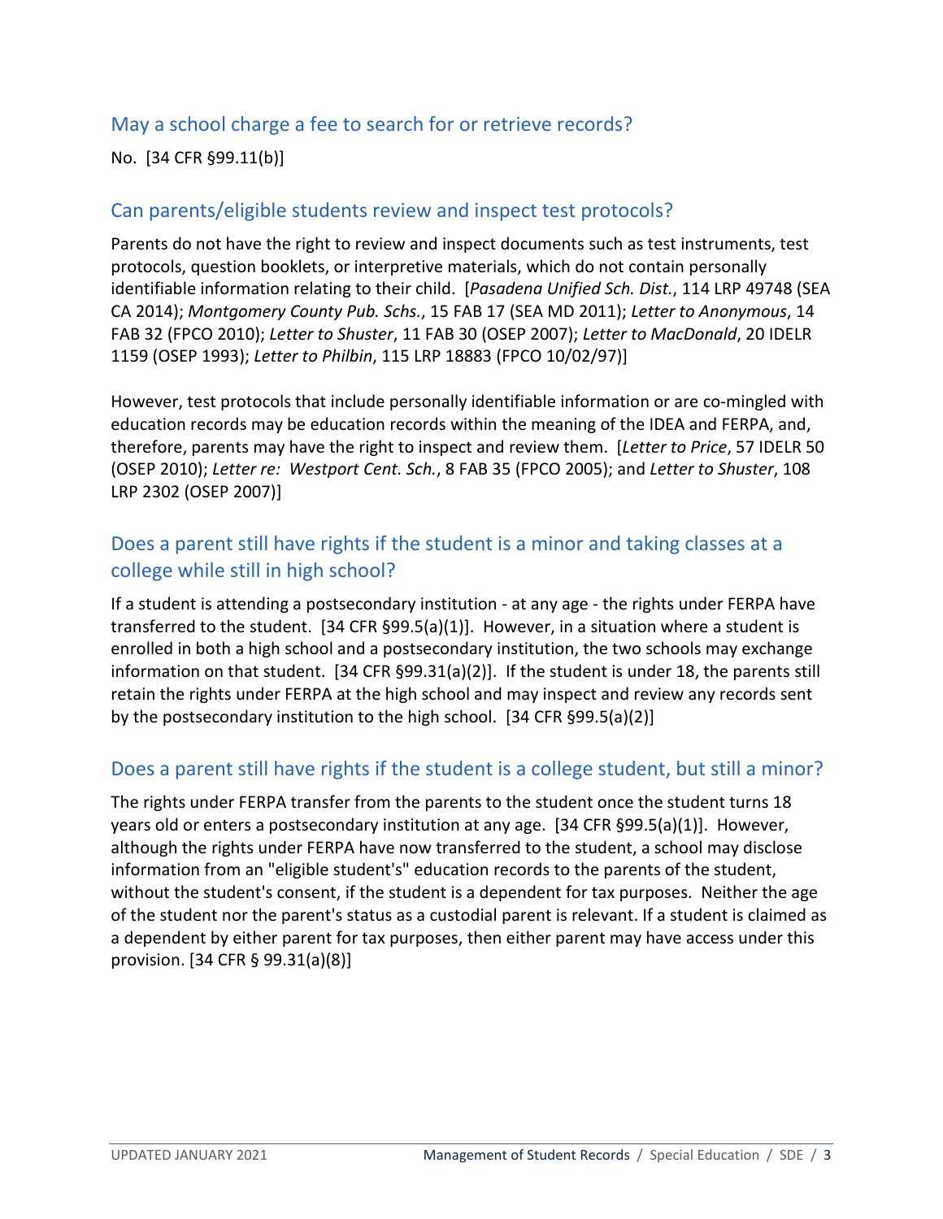## May a school charge a fee to search for or retrieve records?

No. [34 CFR §99.11(b)]

## Can parents/eligible students review and inspect test protocols?

Parents do not have the right to review and inspect documents such as test instruments, test protocols, question booklets, or interpretive materials, which do not contain personally identifiable information relating to their child. [*Pasadena Unified Sch. Dist.*, 114 LRP 49748 (SEA CA 2014); *Montgomery County Pub. Schs.*, 15 FAB 17 (SEA MD 2011); *Letter to Anonymous*, 14 FAB 32 (FPCO 2010); *Letter to Shuster*, 11 FAB 30 (OSEP 2007); *Letter to MacDonald*, 20 IDELR 1159 (OSEP 1993); *Letter to Philbin*, 115 LRP 18883 (FPCO 10/02/97)]

However, test protocols that include personally identifiable information or are co-mingled with education records may be education records within the meaning of the IDEA and FERPA, and, therefore, parents may have the right to inspect and review them. [*Letter to Price*, 57 IDELR 50 (OSEP 2010); *Letter re: Westport Cent. Sch.*, 8 FAB 35 (FPCO 2005); and *Letter to Shuster*, 108 LRP 2302 (OSEP 2007)]

## Does a parent still have rights if the student is a minor and taking classes at a college while still in high school?

If a student is attending a postsecondary institution - at any age - the rights under FERPA have transferred to the student. [34 CFR §99.5(a)(1)]. However, in a situation where a student is enrolled in both a high school and a postsecondary institution, the two schools may exchange information on that student. [34 CFR §99.31(a)(2)]. If the student is under 18, the parents still retain the rights under FERPA at the high school and may inspect and review any records sent by the postsecondary institution to the high school. [34 CFR §99.5(a)(2)]

## Does a parent still have rights if the student is a college student, but still a minor?

The rights under FERPA transfer from the parents to the student once the student turns 18 years old or enters a postsecondary institution at any age. [34 CFR §99.5(a)(1)]. However, although the rights under FERPA have now transferred to the student, a school may disclose information from an "eligible student's" education records to the parents of the student, without the student's consent, if the student is a dependent for tax purposes. Neither the age of the student nor the parent's status as a custodial parent is relevant. If a student is claimed as a dependent by either parent for tax purposes, then either parent may have access under this provision. [34 CFR § 99.31(a)(8)]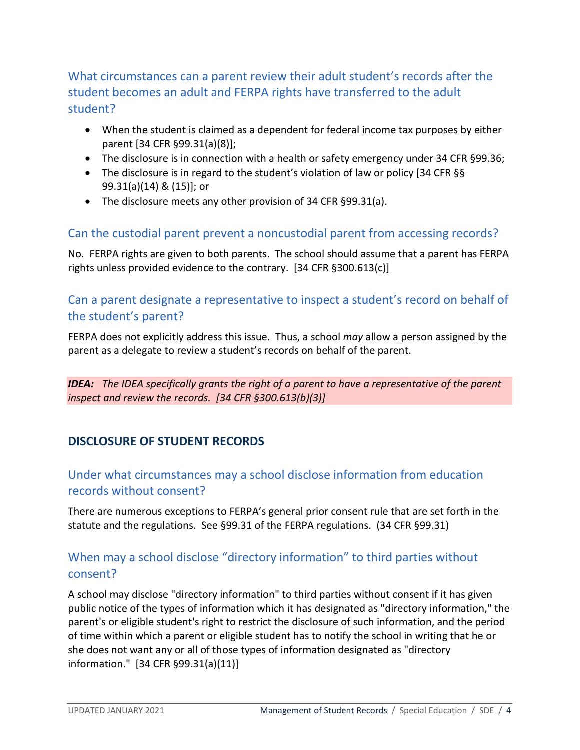### What circumstances can a parent review their adult student's records after the student becomes an adult and FERPA rights have transferred to the adult student?

- When the student is claimed as a dependent for federal income tax purposes by either parent [34 CFR §99.31(a)(8)];
- The disclosure is in connection with a health or safety emergency under 34 CFR §99.36;
- The disclosure is in regard to the student's violation of law or policy [34 CFR §§ 99.31(a)(14) & (15)]; or
- The disclosure meets any other provision of 34 CFR §99.31(a).

### Can the custodial parent prevent a noncustodial parent from accessing records?

No. FERPA rights are given to both parents. The school should assume that a parent has FERPA rights unless provided evidence to the contrary. [34 CFR §300.613(c)]

### Can a parent designate a representative to inspect a student's record on behalf of the student's parent?

FERPA does not explicitly address this issue. Thus, a school ***may*** allow a person assigned by the parent as a delegate to review a student's records on behalf of the parent.

***IDEA:*** *The IDEA specifically grants the right of a parent to have a representative of the parent inspect and review the records. [34 CFR §300.613(b)(3)]*

## DISCLOSURE OF STUDENT RECORDS

### Under what circumstances may a school disclose information from education records without consent?

There are numerous exceptions to FERPA's general prior consent rule that are set forth in the statute and the regulations. See §99.31 of the FERPA regulations. (34 CFR §99.31)

### When may a school disclose "directory information" to third parties without consent?

A school may disclose "directory information" to third parties without consent if it has given public notice of the types of information which it has designated as "directory information," the parent's or eligible student's right to restrict the disclosure of such information, and the period of time within which a parent or eligible student has to notify the school in writing that he or she does not want any or all of those types of information designated as "directory information." [34 CFR §99.31(a)(11)]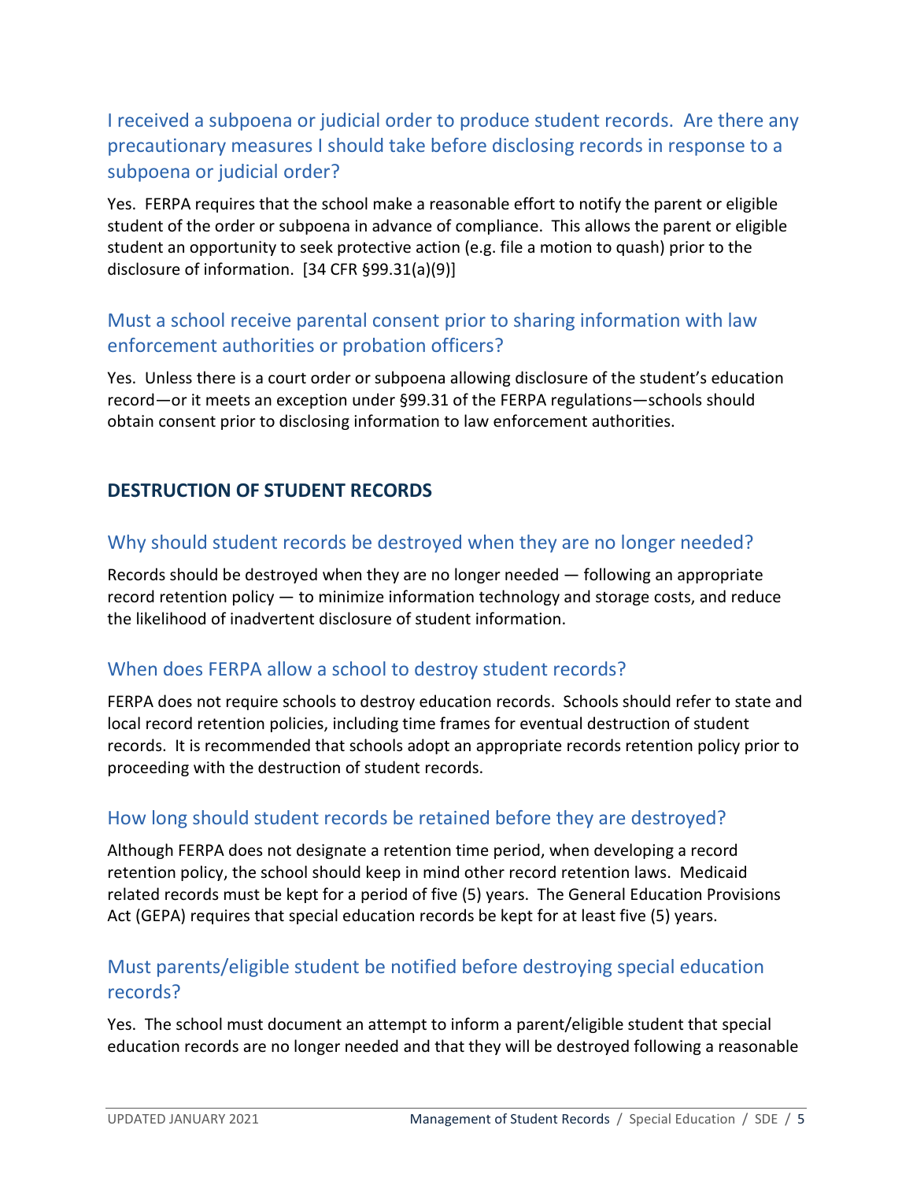### I received a subpoena or judicial order to produce student records. Are there any precautionary measures I should take before disclosing records in response to a subpoena or judicial order?

Yes. FERPA requires that the school make a reasonable effort to notify the parent or eligible student of the order or subpoena in advance of compliance. This allows the parent or eligible student an opportunity to seek protective action (e.g. file a motion to quash) prior to the disclosure of information. [34 CFR §99.31(a)(9)]

### Must a school receive parental consent prior to sharing information with law enforcement authorities or probation officers?

Yes. Unless there is a court order or subpoena allowing disclosure of the student's education record—or it meets an exception under §99.31 of the FERPA regulations—schools should obtain consent prior to disclosing information to law enforcement authorities.

## DESTRUCTION OF STUDENT RECORDS

### Why should student records be destroyed when they are no longer needed?

Records should be destroyed when they are no longer needed — following an appropriate record retention policy — to minimize information technology and storage costs, and reduce the likelihood of inadvertent disclosure of student information.

### When does FERPA allow a school to destroy student records?

FERPA does not require schools to destroy education records. Schools should refer to state and local record retention policies, including time frames for eventual destruction of student records. It is recommended that schools adopt an appropriate records retention policy prior to proceeding with the destruction of student records.

### How long should student records be retained before they are destroyed?

Although FERPA does not designate a retention time period, when developing a record retention policy, the school should keep in mind other record retention laws. Medicaid related records must be kept for a period of five (5) years. The General Education Provisions Act (GEPA) requires that special education records be kept for at least five (5) years.

### Must parents/eligible student be notified before destroying special education records?

Yes. The school must document an attempt to inform a parent/eligible student that special education records are no longer needed and that they will be destroyed following a reasonable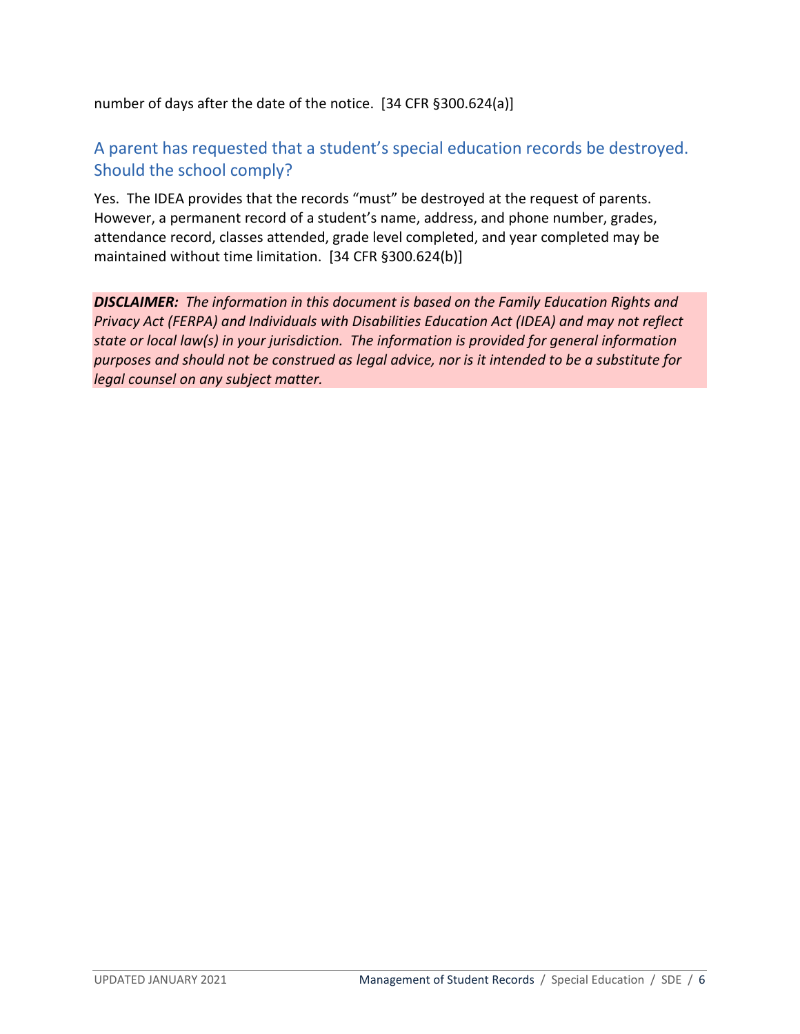number of days after the date of the notice. [34 CFR §300.624(a)]

## A parent has requested that a student's special education records be destroyed. Should the school comply?

Yes. The IDEA provides that the records "must" be destroyed at the request of parents. However, a permanent record of a student's name, address, and phone number, grades, attendance record, classes attended, grade level completed, and year completed may be maintained without time limitation. [34 CFR §300.624(b)]

***DISCLAIMER:*** *The information in this document is based on the Family Education Rights and Privacy Act (FERPA) and Individuals with Disabilities Education Act (IDEA) and may not reflect state or local law(s) in your jurisdiction. The information is provided for general information purposes and should not be construed as legal advice, nor is it intended to be a substitute for legal counsel on any subject matter.*